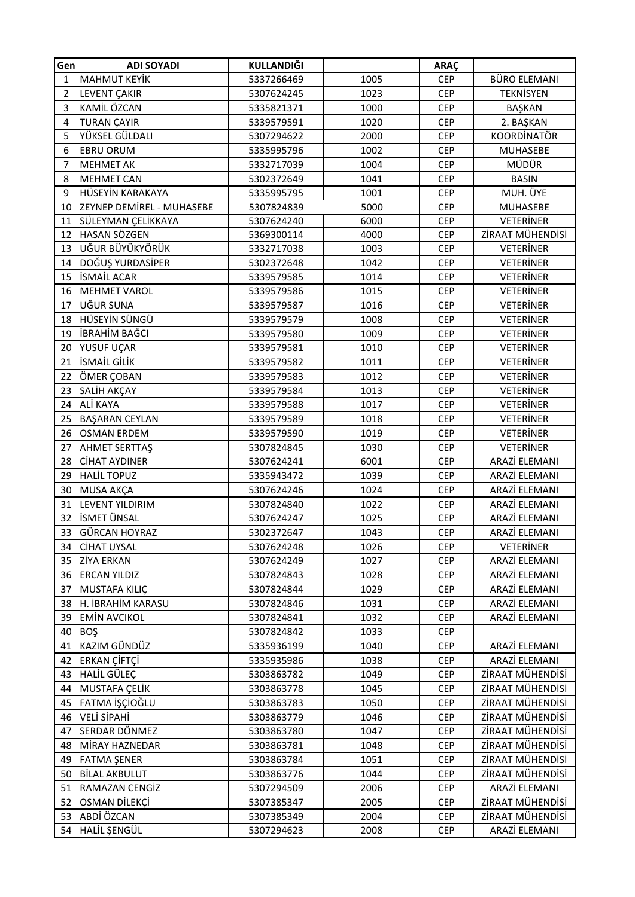| Gen | ADI SOYADI | KULLANDIĞI | | ARAÇ | |
|---|---|---|---|---|---|
| 1 | MAHMUT KEYİK | 5337266469 | 1005 | CEP | BÜRO ELEMANI |
| 2 | LEVENT ÇAKIR | 5307624245 | 1023 | CEP | TEKNİSYEN |
| 3 | KAMİL ÖZCAN | 5335821371 | 1000 | CEP | BAŞKAN |
| 4 | TURAN ÇAYIR | 5339579591 | 1020 | CEP | 2. BAŞKAN |
| 5 | YÜKSEL GÜLDALI | 5307294622 | 2000 | CEP | KOORDİNATÖR |
| 6 | EBRU ORUM | 5335995796 | 1002 | CEP | MUHASEBE |
| 7 | MEHMET AK | 5332717039 | 1004 | CEP | MÜDÜR |
| 8 | MEHMET CAN | 5302372649 | 1041 | CEP | BASIN |
| 9 | HÜSEYİN KARAKAYA | 5335995795 | 1001 | CEP | MUH. ÜYE |
| 10 | ZEYNEP DEMİREL - MUHASEBE | 5307824839 | 5000 | CEP | MUHASEBE |
| 11 | SÜLEYMAN ÇELİKKAYA | 5307624240 | 6000 | CEP | VETERİNER |
| 12 | HASAN SÖZGEN | 5369300114 | 4000 | CEP | ZİRAAT MÜHENDİSİ |
| 13 | UĞUR BÜYÜKYÖRÜK | 5332717038 | 1003 | CEP | VETERİNER |
| 14 | DOĞUŞ YURDASİPER | 5302372648 | 1042 | CEP | VETERİNER |
| 15 | İSMAİL ACAR | 5339579585 | 1014 | CEP | VETERİNER |
| 16 | MEHMET VAROL | 5339579586 | 1015 | CEP | VETERİNER |
| 17 | UĞUR SUNA | 5339579587 | 1016 | CEP | VETERİNER |
| 18 | HÜSEYİN SÜNGÜ | 5339579579 | 1008 | CEP | VETERİNER |
| 19 | İBRAHİM BAĞCI | 5339579580 | 1009 | CEP | VETERİNER |
| 20 | YUSUF UÇAR | 5339579581 | 1010 | CEP | VETERİNER |
| 21 | İSMAİL GİLİK | 5339579582 | 1011 | CEP | VETERİNER |
| 22 | ÖMER ÇOBAN | 5339579583 | 1012 | CEP | VETERİNER |
| 23 | SALİH AKÇAY | 5339579584 | 1013 | CEP | VETERİNER |
| 24 | ALİ KAYA | 5339579588 | 1017 | CEP | VETERİNER |
| 25 | BAŞARAN CEYLAN | 5339579589 | 1018 | CEP | VETERİNER |
| 26 | OSMAN ERDEM | 5339579590 | 1019 | CEP | VETERİNER |
| 27 | AHMET SERTTAŞ | 5307824845 | 1030 | CEP | VETERİNER |
| 28 | CİHAT AYDINER | 5307624241 | 6001 | CEP | ARAZİ ELEMANI |
| 29 | HALİL TOPUZ | 5335943472 | 1039 | CEP | ARAZİ ELEMANI |
| 30 | MUSA AKÇA | 5307624246 | 1024 | CEP | ARAZİ ELEMANI |
| 31 | LEVENT YILDIRIM | 5307824840 | 1022 | CEP | ARAZİ ELEMANI |
| 32 | İSMET ÜNSAL | 5307624247 | 1025 | CEP | ARAZİ ELEMANI |
| 33 | GÜRCAN HOYRAZ | 5302372647 | 1043 | CEP | ARAZİ ELEMANI |
| 34 | CİHAT UYSAL | 5307624248 | 1026 | CEP | VETERİNER |
| 35 | ZİYA ERKAN | 5307624249 | 1027 | CEP | ARAZİ ELEMANI |
| 36 | ERCAN YILDIZ | 5307824843 | 1028 | CEP | ARAZİ ELEMANI |
| 37 | MUSTAFA KILIÇ | 5307824844 | 1029 | CEP | ARAZİ ELEMANI |
| 38 | H. İBRAHİM KARASU | 5307824846 | 1031 | CEP | ARAZİ ELEMANI |
| 39 | EMİN AVCIKOL | 5307824841 | 1032 | CEP | ARAZİ ELEMANI |
| 40 | BOŞ | 5307824842 | 1033 | CEP | |
| 41 | KAZIM GÜNDÜZ | 5335936199 | 1040 | CEP | ARAZİ ELEMANI |
| 42 | ERKAN ÇİFTÇİ | 5335935986 | 1038 | CEP | ARAZİ ELEMANI |
| 43 | HALİL GÜLEÇ | 5303863782 | 1049 | CEP | ZİRAAT MÜHENDİSİ |
| 44 | MUSTAFA ÇELİK | 5303863778 | 1045 | CEP | ZİRAAT MÜHENDİSİ |
| 45 | FATMA İŞÇİOĞLU | 5303863783 | 1050 | CEP | ZİRAAT MÜHENDİSİ |
| 46 | VELİ SİPAHİ | 5303863779 | 1046 | CEP | ZİRAAT MÜHENDİSİ |
| 47 | SERDAR DÖNMEZ | 5303863780 | 1047 | CEP | ZİRAAT MÜHENDİSİ |
| 48 | MİRAY HAZNEDAR | 5303863781 | 1048 | CEP | ZİRAAT MÜHENDİSİ |
| 49 | FATMA ŞENER | 5303863784 | 1051 | CEP | ZİRAAT MÜHENDİSİ |
| 50 | BİLAL AKBULUT | 5303863776 | 1044 | CEP | ZİRAAT MÜHENDİSİ |
| 51 | RAMAZAN CENGİZ | 5307294509 | 2006 | CEP | ARAZİ ELEMANI |
| 52 | OSMAN DİLEKÇİ | 5307385347 | 2005 | CEP | ZİRAAT MÜHENDİSİ |
| 53 | ABDİ ÖZCAN | 5307385349 | 2004 | CEP | ZİRAAT MÜHENDİSİ |
| 54 | HALİL ŞENGÜL | 5307294623 | 2008 | CEP | ARAZİ ELEMANI |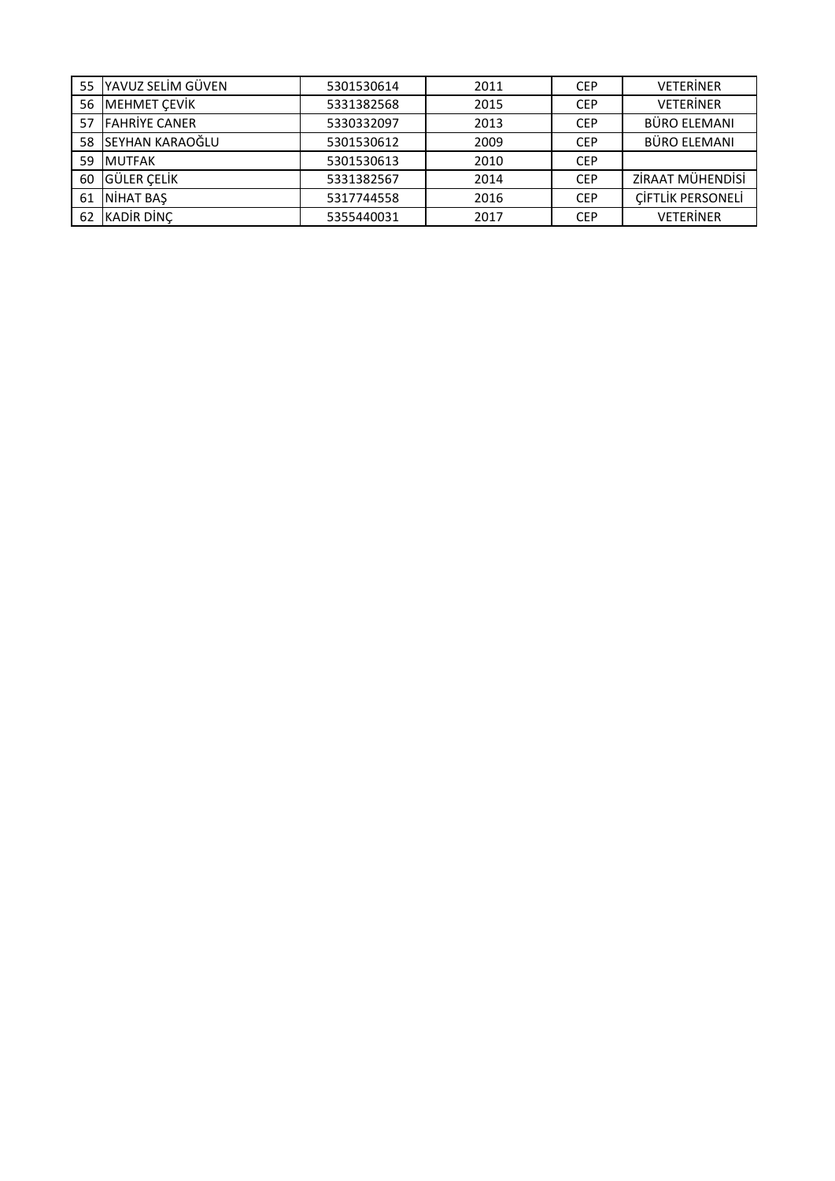| | | | | | |
|---|---|---|---|---|---|
| 55 | YAVUZ SELİM GÜVEN | 5301530614 | 2011 | CEP | VETERİNER |
| 56 | MEHMET ÇEVİK | 5331382568 | 2015 | CEP | VETERİNER |
| 57 | FAHRİYE CANER | 5330332097 | 2013 | CEP | BÜRO ELEMANI |
| 58 | SEYHAN KARAOĞLU | 5301530612 | 2009 | CEP | BÜRO ELEMANI |
| 59 | MUTFAK | 5301530613 | 2010 | CEP | |
| 60 | GÜLER ÇELİK | 5331382567 | 2014 | CEP | ZİRAAT MÜHENDİSİ |
| 61 | NİHAT BAŞ | 5317744558 | 2016 | CEP | ÇİFTLİK PERSONELİ |
| 62 | KADİR DİNÇ | 5355440031 | 2017 | CEP | VETERİNER |